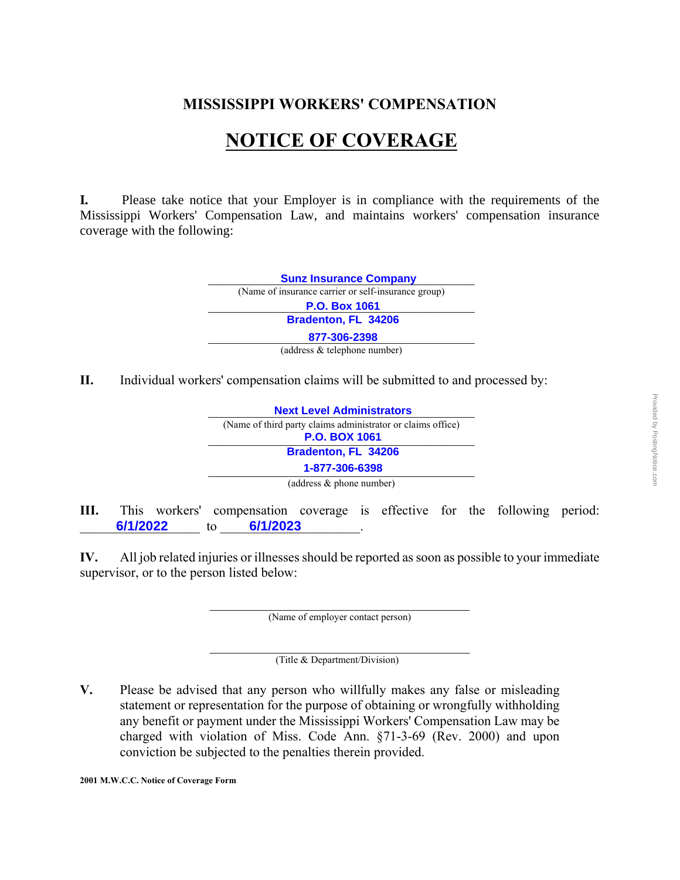## MISSISSIPPI WORKERS' COMPENSATION

# NOTICE OF COVERAGE

**I.** Please take notice that your Employer is in compliance with the requirements of the Mississippi Workers' Compensation Law, and maintains workers' compensation insurance coverage with the following:

**Sunz Insurance Company**
(Name of insurance carrier or self-insurance group)

**P.O. Box 1061**
**Bradenton, FL 34206**
**877-306-2398**
(address & telephone number)

**II.** Individual workers' compensation claims will be submitted to and processed by:

**Next Level Administrators**
(Name of third party claims administrator or claims office)

**P.O. BOX 1061**
**Bradenton, FL 34206**
**1-877-306-6398**
(address & phone number)

**III.** This workers' compensation coverage is effective for the following period: **6/1/2022** to **6/1/2023**.

**IV.** All job related injuries or illnesses should be reported as soon as possible to your immediate supervisor, or to the person listed below:

\_\_\_\_\_\_\_\_\_\_\_\_\_\_\_\_\_\_\_\_\_\_\_\_\_\_\_\_\_\_\_\_
(Name of employer contact person)

\_\_\_\_\_\_\_\_\_\_\_\_\_\_\_\_\_\_\_\_\_\_\_\_\_\_\_\_\_\_\_\_
(Title & Department/Division)

**V.** Please be advised that any person who willfully makes any false or misleading statement or representation for the purpose of obtaining or wrongfully withholding any benefit or payment under the Mississippi Workers' Compensation Law may be charged with violation of Miss. Code Ann. §71-3-69 (Rev. 2000) and upon conviction be subjected to the penalties therein provided.

**2001 M.W.C.C. Notice of Coverage Form**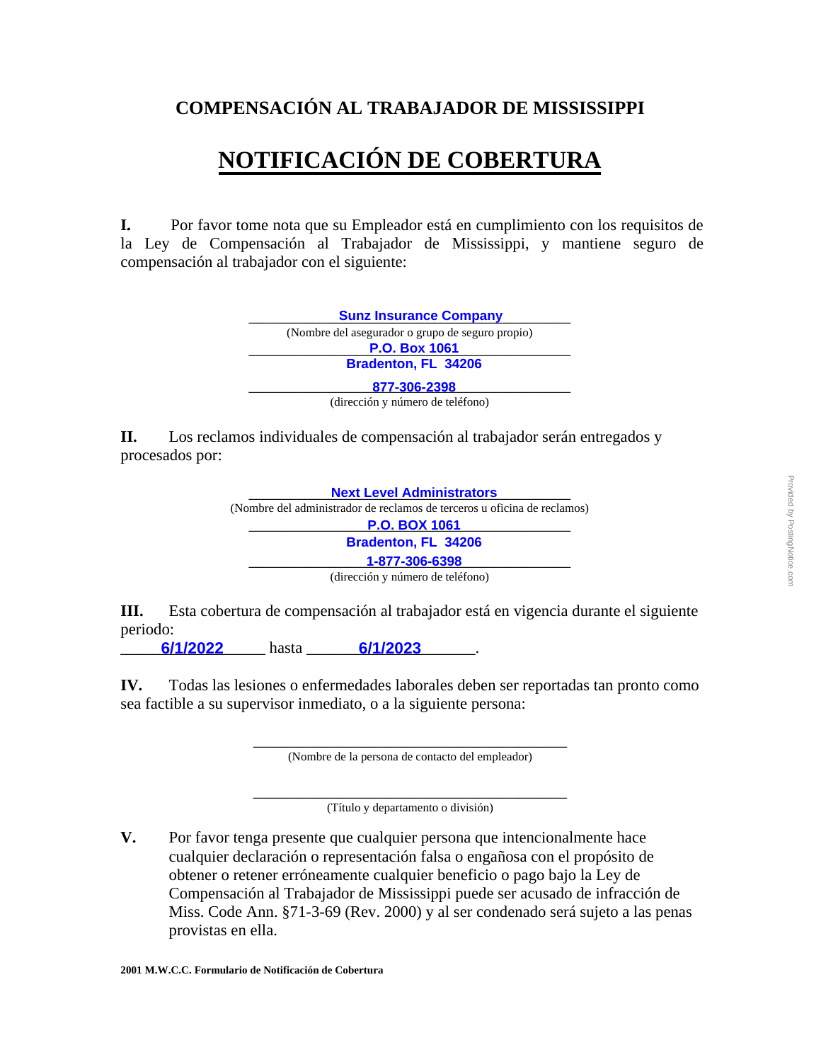## COMPENSACIÓN AL TRABAJADOR DE MISSISSIPPI

# NOTIFICACIÓN DE COBERTURA

**I.** Por favor tome nota que su Empleador está en cumplimiento con los requisitos de la Ley de Compensación al Trabajador de Mississippi, y mantiene seguro de compensación al trabajador con el siguiente:

**Sunz Insurance Company**
(Nombre del asegurador o grupo de seguro propio)
**P.O. Box 1061**
**Bradenton, FL 34206**
**877-306-2398**
(dirección y número de teléfono)

**II.** Los reclamos individuales de compensación al trabajador serán entregados y procesados por:

**Next Level Administrators**
(Nombre del administrador de reclamos de terceros u oficina de reclamos)
**P.O. BOX 1061**
**Bradenton, FL 34206**
**1-877-306-6398**
(dirección y número de teléfono)

**III.** Esta cobertura de compensación al trabajador está en vigencia durante el siguiente periodo:
**6/1/2022** hasta **6/1/2023**.

**IV.** Todas las lesiones o enfermedades laborales deben ser reportadas tan pronto como sea factible a su supervisor inmediato, o a la siguiente persona:

\_\_\_\_\_\_\_\_\_\_\_\_\_\_\_\_\_\_\_\_\_\_\_\_\_\_\_\_\_\_\_\_\_\_\_\_\_\_\_\_
(Nombre de la persona de contacto del empleador)

\_\_\_\_\_\_\_\_\_\_\_\_\_\_\_\_\_\_\_\_\_\_\_\_\_\_\_\_\_\_\_\_\_\_\_\_\_\_\_\_
(Título y departamento o división)

**V.** Por favor tenga presente que cualquier persona que intencionalmente hace cualquier declaración o representación falsa o engañosa con el propósito de obtener o retener erróneamente cualquier beneficio o pago bajo la Ley de Compensación al Trabajador de Mississippi puede ser acusado de infracción de Miss. Code Ann. §71-3-69 (Rev. 2000) y al ser condenado será sujeto a las penas provistas en ella.

**2001 M.W.C.C. Formulario de Notificación de Cobertura**